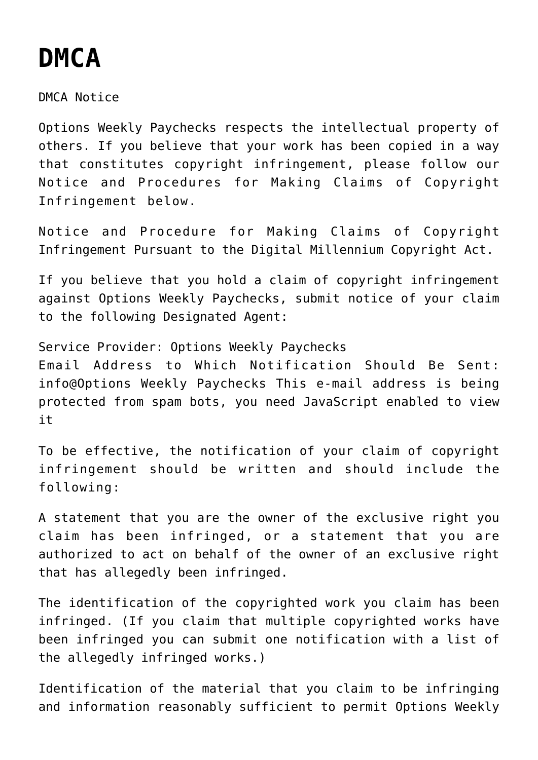# DMCA

DMCA Notice

Options Weekly Paychecks respects the intellectual property of others. If you believe that your work has been copied in a way that constitutes copyright infringement, please follow our Notice and Procedures for Making Claims of Copyright Infringement below.

Notice and Procedure for Making Claims of Copyright Infringement Pursuant to the Digital Millennium Copyright Act.

If you believe that you hold a claim of copyright infringement against Options Weekly Paychecks, submit notice of your claim to the following Designated Agent:

Service Provider: Options Weekly Paychecks
Email Address to Which Notification Should Be Sent: info@Options Weekly Paychecks This e-mail address is being protected from spam bots, you need JavaScript enabled to view it

To be effective, the notification of your claim of copyright infringement should be written and should include the following:

A statement that you are the owner of the exclusive right you claim has been infringed, or a statement that you are authorized to act on behalf of the owner of an exclusive right that has allegedly been infringed.

The identification of the copyrighted work you claim has been infringed. (If you claim that multiple copyrighted works have been infringed you can submit one notification with a list of the allegedly infringed works.)

Identification of the material that you claim to be infringing and information reasonably sufficient to permit Options Weekly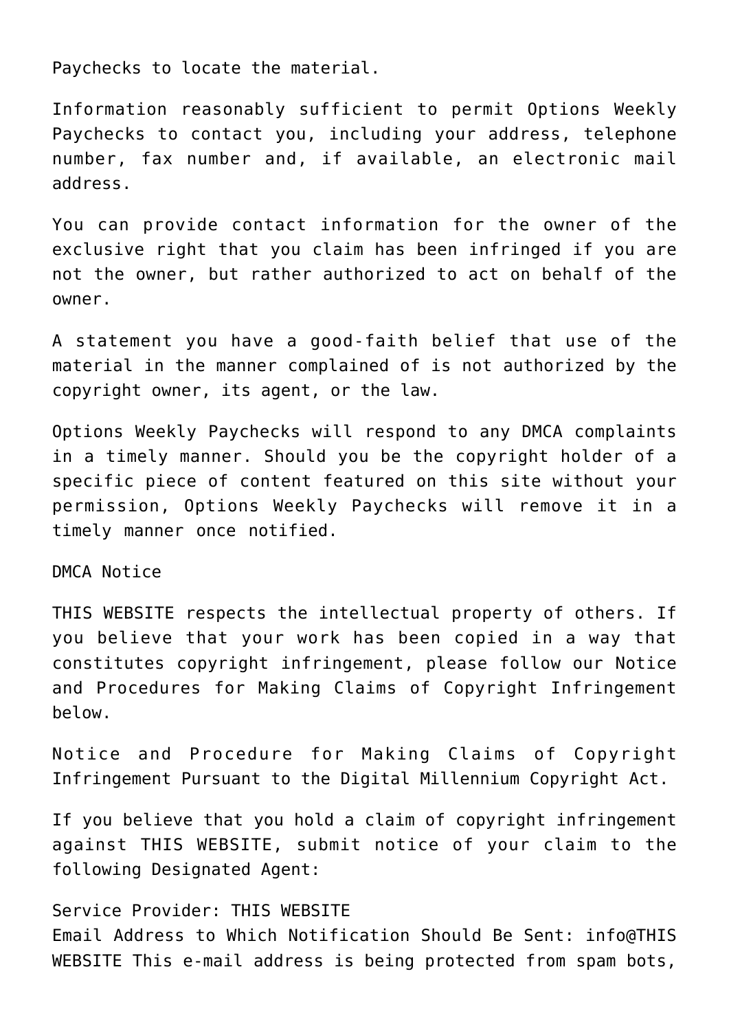Paychecks to locate the material.

Information reasonably sufficient to permit Options Weekly Paychecks to contact you, including your address, telephone number, fax number and, if available, an electronic mail address.

You can provide contact information for the owner of the exclusive right that you claim has been infringed if you are not the owner, but rather authorized to act on behalf of the owner.

A statement you have a good-faith belief that use of the material in the manner complained of is not authorized by the copyright owner, its agent, or the law.

Options Weekly Paychecks will respond to any DMCA complaints in a timely manner. Should you be the copyright holder of a specific piece of content featured on this site without your permission, Options Weekly Paychecks will remove it in a timely manner once notified.

DMCA Notice

THIS WEBSITE respects the intellectual property of others. If you believe that your work has been copied in a way that constitutes copyright infringement, please follow our Notice and Procedures for Making Claims of Copyright Infringement below.

Notice and Procedure for Making Claims of Copyright Infringement Pursuant to the Digital Millennium Copyright Act.

If you believe that you hold a claim of copyright infringement against THIS WEBSITE, submit notice of your claim to the following Designated Agent:

Service Provider: THIS WEBSITE
Email Address to Which Notification Should Be Sent: info@THIS WEBSITE This e-mail address is being protected from spam bots,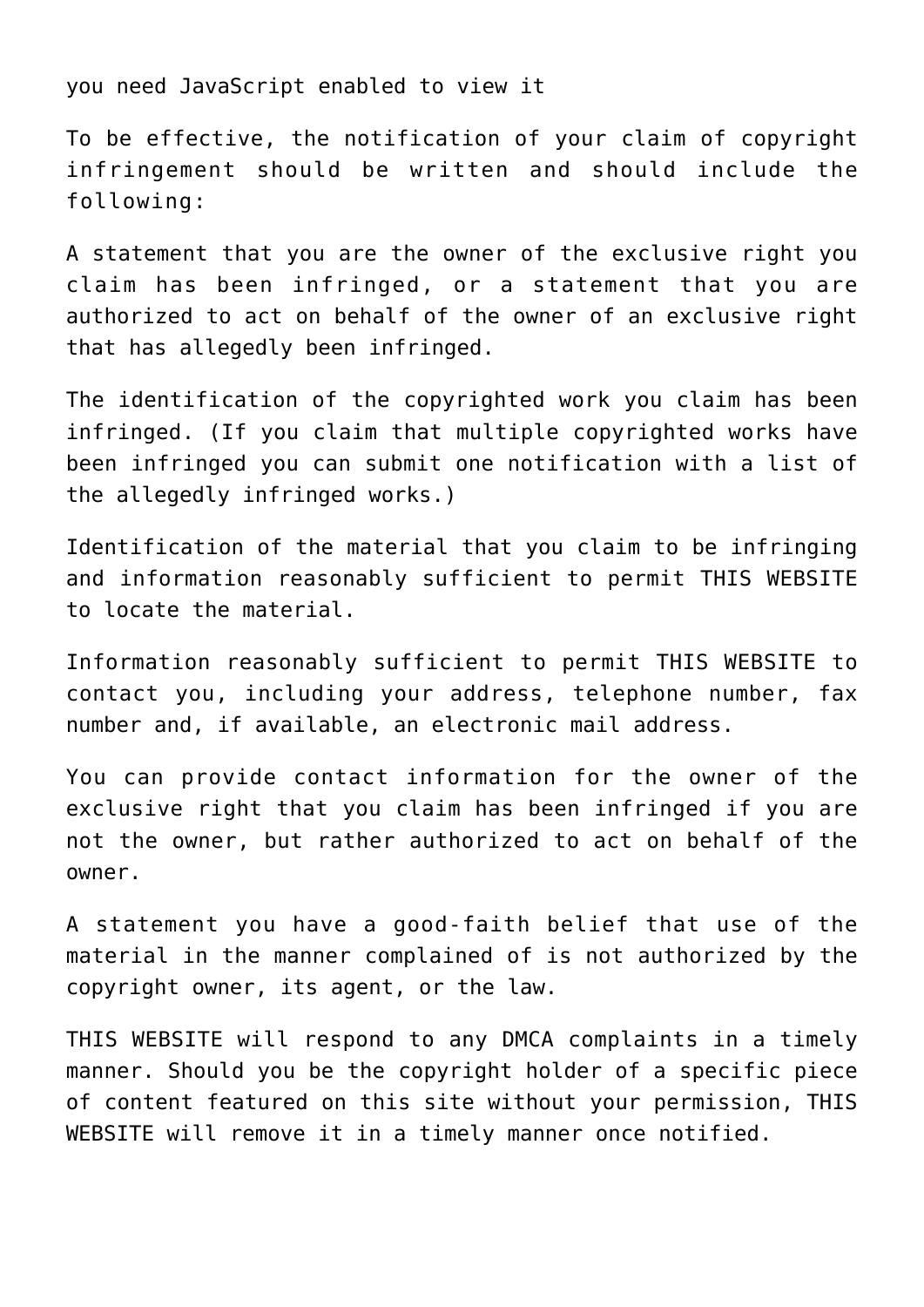you need JavaScript enabled to view it

To be effective, the notification of your claim of copyright infringement should be written and should include the following:

A statement that you are the owner of the exclusive right you claim has been infringed, or a statement that you are authorized to act on behalf of the owner of an exclusive right that has allegedly been infringed.

The identification of the copyrighted work you claim has been infringed. (If you claim that multiple copyrighted works have been infringed you can submit one notification with a list of the allegedly infringed works.)

Identification of the material that you claim to be infringing and information reasonably sufficient to permit THIS WEBSITE to locate the material.

Information reasonably sufficient to permit THIS WEBSITE to contact you, including your address, telephone number, fax number and, if available, an electronic mail address.

You can provide contact information for the owner of the exclusive right that you claim has been infringed if you are not the owner, but rather authorized to act on behalf of the owner.

A statement you have a good-faith belief that use of the material in the manner complained of is not authorized by the copyright owner, its agent, or the law.

THIS WEBSITE will respond to any DMCA complaints in a timely manner. Should you be the copyright holder of a specific piece of content featured on this site without your permission, THIS WEBSITE will remove it in a timely manner once notified.